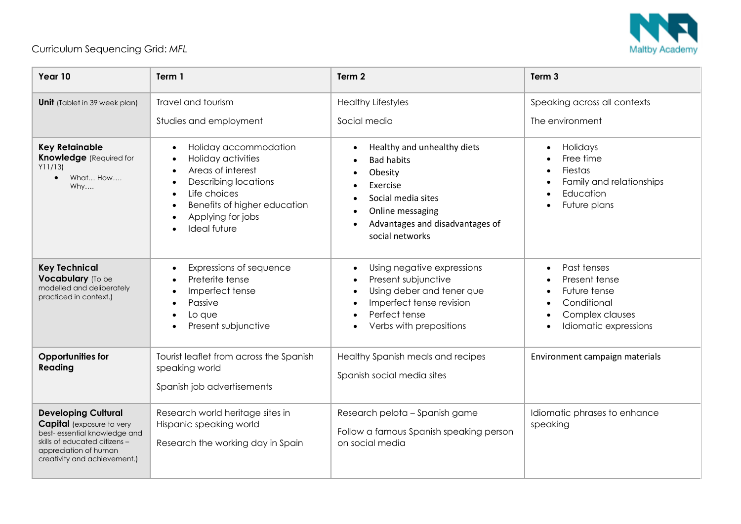Curriculum Sequencing Grid: *MFL*

| Year 10 | Term 1 | Term 2 | Term 3 |
| --- | --- | --- | --- |
| **Unit** (Tablet in 39 week plan) | Travel and tourism<br><br>Studies and employment | Healthy Lifestyles<br><br>Social media | Speaking across all contexts<br><br>The environment |
| **Key Retainable Knowledge** (Required for Y11/13)<br>• What… How…. Why…. | • Holiday accommodation<br>• Holiday activities<br>• Areas of interest<br>• Describing locations<br>• Life choices<br>• Benefits of higher education<br>• Applying for jobs<br>• Ideal future | • Healthy and unhealthy diets<br>• Bad habits<br>• Obesity<br>• Exercise<br>• Social media sites<br>• Online messaging<br>• Advantages and disadvantages of social networks | • Holidays<br>• Free time<br>• Fiestas<br>• Family and relationships<br>• Education<br>• Future plans |
| **Key Technical Vocabulary** (To be modelled and deliberately practiced in context.) | • Expressions of sequence<br>• Preterite tense<br>• Imperfect tense<br>• Passive<br>• Lo que<br>• Present subjunctive | • Using negative expressions<br>• Present subjunctive<br>• Using deber and tener que<br>• Imperfect tense revision<br>• Perfect tense<br>• Verbs with prepositions | • Past tenses<br>• Present tense<br>• Future tense<br>• Conditional<br>• Complex clauses<br>• Idiomatic expressions |
| **Opportunities for Reading** | Tourist leaflet from across the Spanish speaking world<br><br>Spanish job advertisements | Healthy Spanish meals and recipes<br><br>Spanish social media sites | Environment campaign materials |
| **Developing Cultural Capital** (exposure to very best- essential knowledge and skills of educated citizens – appreciation of human creativity and achievement.) | Research world heritage sites in Hispanic speaking world<br><br>Research the working day in Spain | Research pelota – Spanish game<br><br>Follow a famous Spanish speaking person on social media | Idiomatic phrases to enhance speaking |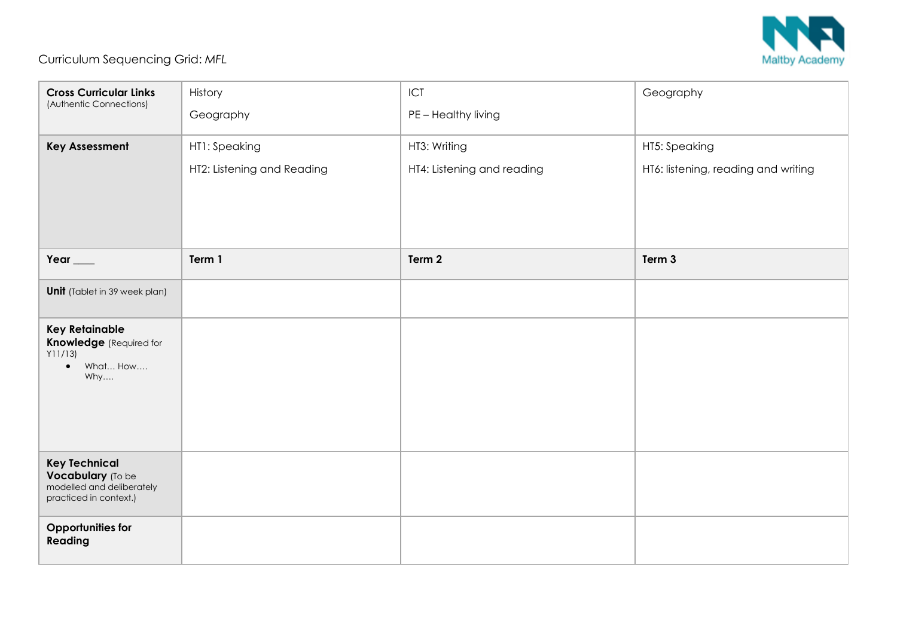Curriculum Sequencing Grid: *MFL*

| **Cross Curricular Links** (Authentic Connections) | History<br>Geography | ICT<br>PE – Healthy living | Geography |
|---|---|---|---|
| **Key Assessment** | HT1: Speaking<br>HT2: Listening and Reading | HT3: Writing<br>HT4: Listening and reading | HT5: Speaking<br>HT6: listening, reading and writing |
| **Year ____** | **Term 1** | **Term 2** | **Term 3** |
| **Unit** (Tablet in 39 week plan) | | | |
| **Key Retainable Knowledge** (Required for Y11/13)<br>• What… How…. Why…. | | | |
| **Key Technical Vocabulary** (To be modelled and deliberately practiced in context.) | | | |
| **Opportunities for Reading** | | | |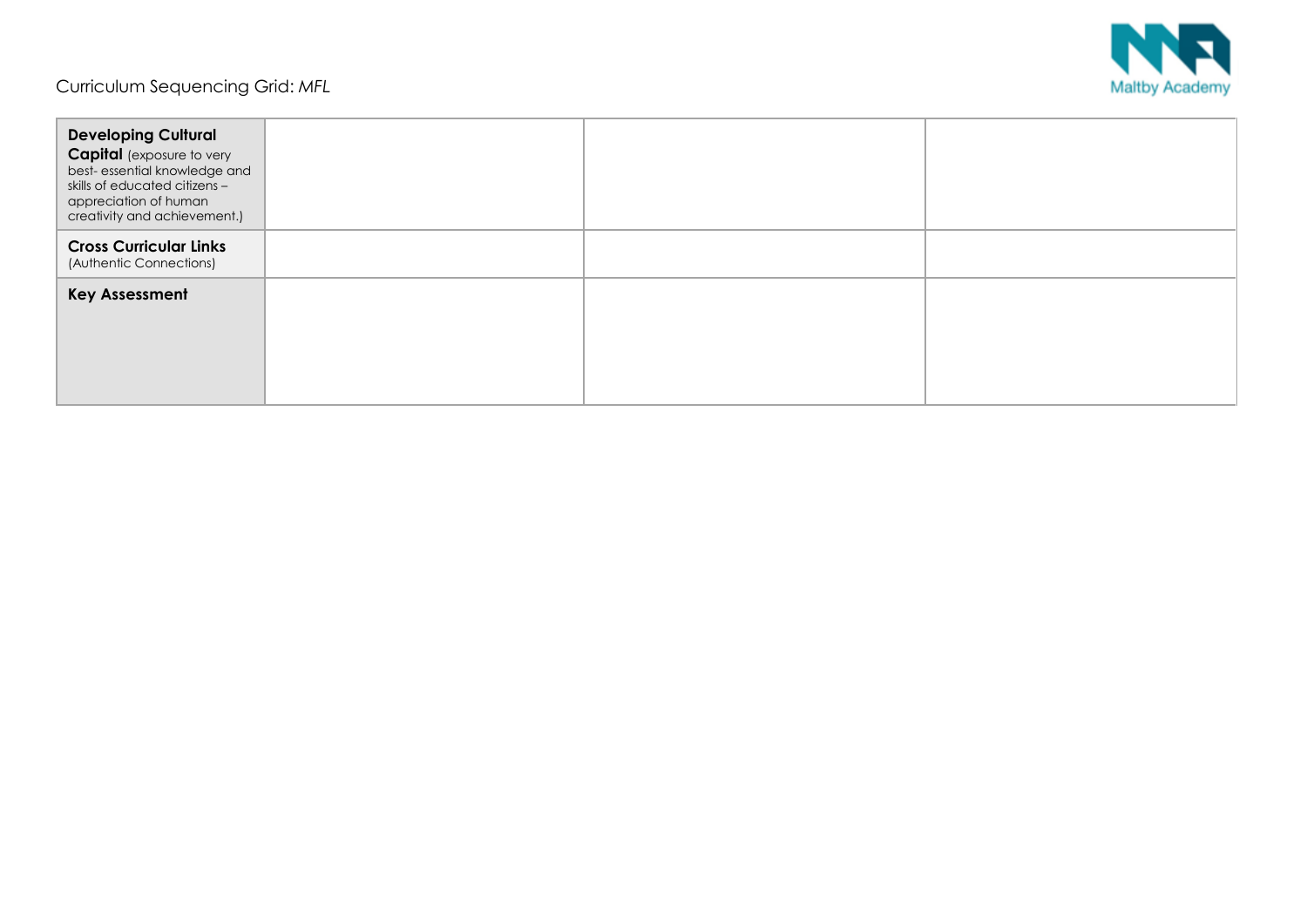Curriculum Sequencing Grid: *MFL*

| | | | |
|---|---|---|---|
| **Developing Cultural Capital** (exposure to very best- essential knowledge and skills of educated citizens – appreciation of human creativity and achievement.) | | | |
| **Cross Curricular Links** (Authentic Connections) | | | |
| **Key Assessment** | | | |